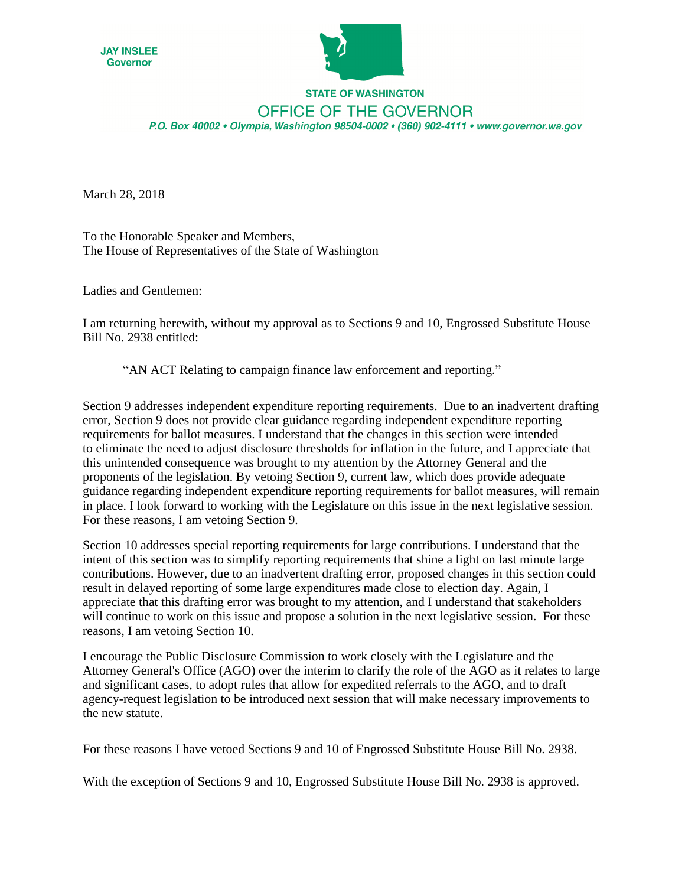**JAY INSLEE**
**Governor**

**STATE OF WASHINGTON**

OFFICE OF THE GOVERNOR

*P.O. Box 40002 • Olympia, Washington 98504-0002 • (360) 902-4111 • www.governor.wa.gov*

March 28, 2018

To the Honorable Speaker and Members,
The House of Representatives of the State of Washington

Ladies and Gentlemen:

I am returning herewith, without my approval as to Sections 9 and 10, Engrossed Substitute House Bill No. 2938 entitled:

> "AN ACT Relating to campaign finance law enforcement and reporting."

Section 9 addresses independent expenditure reporting requirements. Due to an inadvertent drafting error, Section 9 does not provide clear guidance regarding independent expenditure reporting requirements for ballot measures. I understand that the changes in this section were intended to eliminate the need to adjust disclosure thresholds for inflation in the future, and I appreciate that this unintended consequence was brought to my attention by the Attorney General and the proponents of the legislation. By vetoing Section 9, current law, which does provide adequate guidance regarding independent expenditure reporting requirements for ballot measures, will remain in place. I look forward to working with the Legislature on this issue in the next legislative session. For these reasons, I am vetoing Section 9.

Section 10 addresses special reporting requirements for large contributions. I understand that the intent of this section was to simplify reporting requirements that shine a light on last minute large contributions. However, due to an inadvertent drafting error, proposed changes in this section could result in delayed reporting of some large expenditures made close to election day. Again, I appreciate that this drafting error was brought to my attention, and I understand that stakeholders will continue to work on this issue and propose a solution in the next legislative session. For these reasons, I am vetoing Section 10.

I encourage the Public Disclosure Commission to work closely with the Legislature and the Attorney General's Office (AGO) over the interim to clarify the role of the AGO as it relates to large and significant cases, to adopt rules that allow for expedited referrals to the AGO, and to draft agency-request legislation to be introduced next session that will make necessary improvements to the new statute.

For these reasons I have vetoed Sections 9 and 10 of Engrossed Substitute House Bill No. 2938.

With the exception of Sections 9 and 10, Engrossed Substitute House Bill No. 2938 is approved.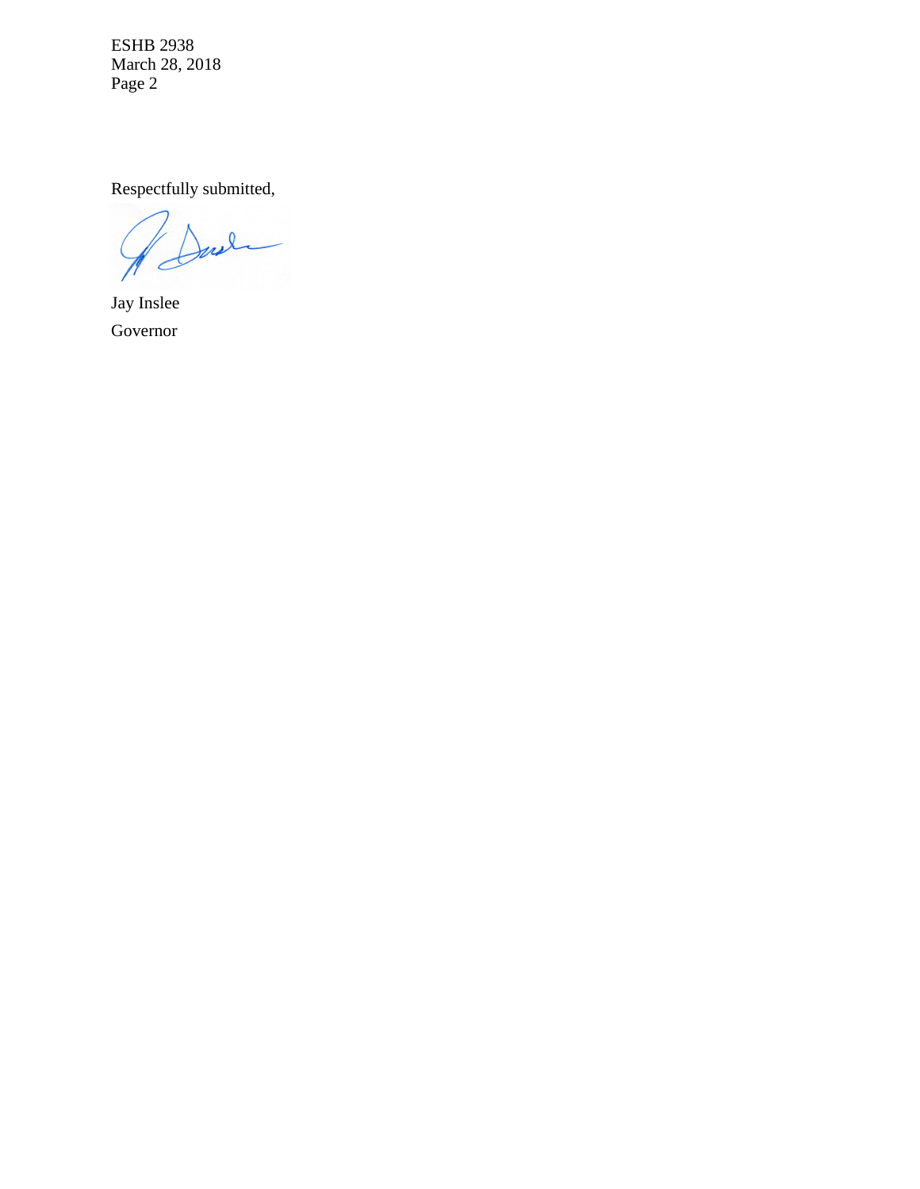Respectfully submitted,

Jay Inslee

Governor